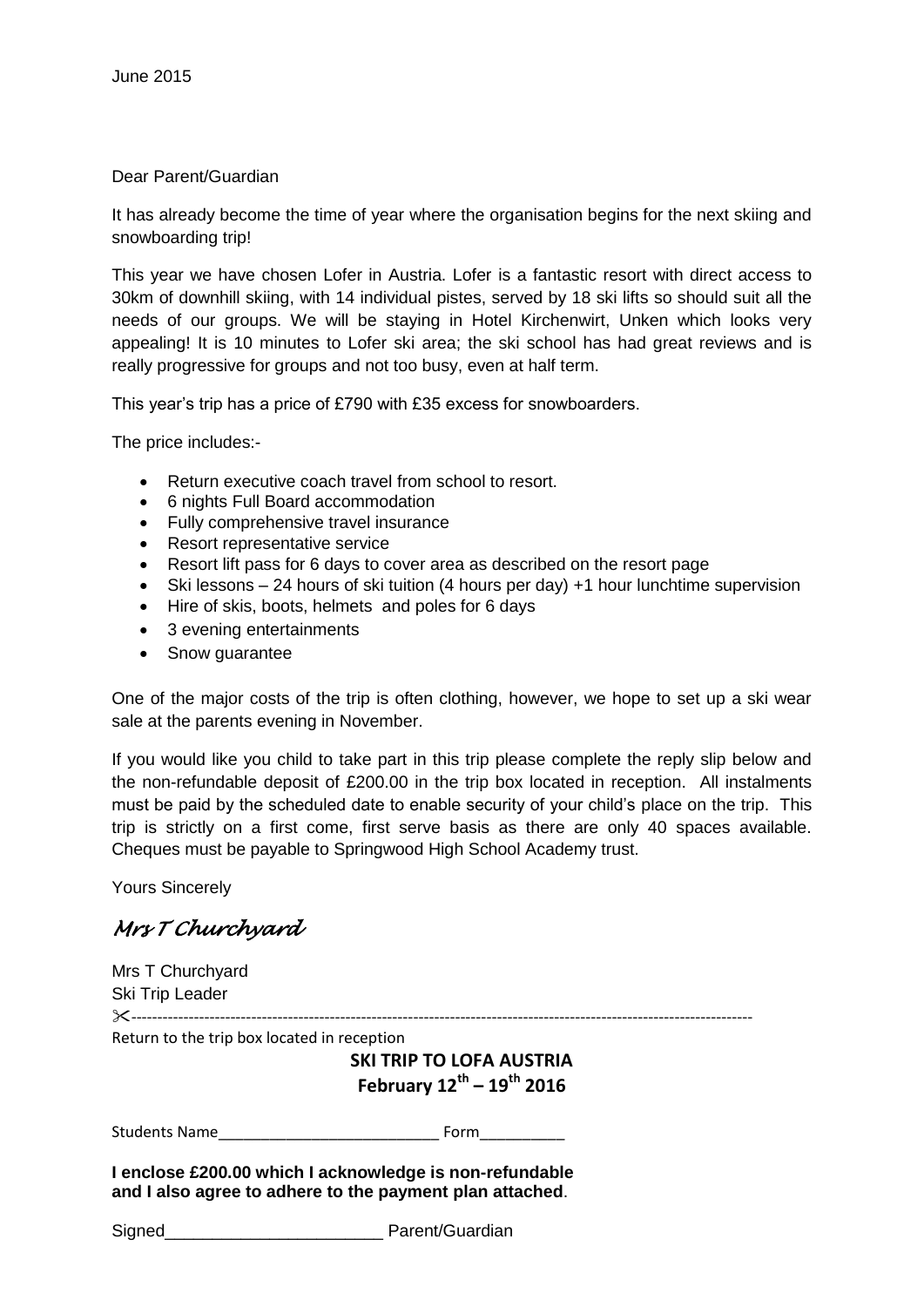June 2015

Dear Parent/Guardian

It has already become the time of year where the organisation begins for the next skiing and snowboarding trip!

This year we have chosen Lofer in Austria. Lofer is a fantastic resort with direct access to 30km of downhill skiing, with 14 individual pistes, served by 18 ski lifts so should suit all the needs of our groups. We will be staying in Hotel Kirchenwirt, Unken which looks very appealing! It is 10 minutes to Lofer ski area; the ski school has had great reviews and is really progressive for groups and not too busy, even at half term.

This year's trip has a price of £790 with £35 excess for snowboarders.

The price includes:-

- Return executive coach travel from school to resort.
- 6 nights Full Board accommodation
- Fully comprehensive travel insurance
- Resort representative service
- Resort lift pass for 6 days to cover area as described on the resort page
- Ski lessons – 24 hours of ski tuition (4 hours per day) +1 hour lunchtime supervision
- Hire of skis, boots, helmets and poles for 6 days
- 3 evening entertainments
- Snow guarantee

One of the major costs of the trip is often clothing, however, we hope to set up a ski wear sale at the parents evening in November.

If you would like you child to take part in this trip please complete the reply slip below and the non-refundable deposit of £200.00 in the trip box located in reception. All instalments must be paid by the scheduled date to enable security of your child's place on the trip. This trip is strictly on a first come, first serve basis as there are only 40 spaces available. Cheques must be payable to Springwood High School Academy trust.

Yours Sincerely

*Mrs T Churchyard*

Mrs T Churchyard
Ski Trip Leader

✂---------------------------------------------------------------------------------------------------------------------

Return to the trip box located in reception

**SKI TRIP TO LOFA AUSTRIA**
**February 12th – 19th 2016**

Students Name___________________________ Form__________

**I enclose £200.00 which I acknowledge is non-refundable and I also agree to adhere to the payment plan attached**.

Signed________________________ Parent/Guardian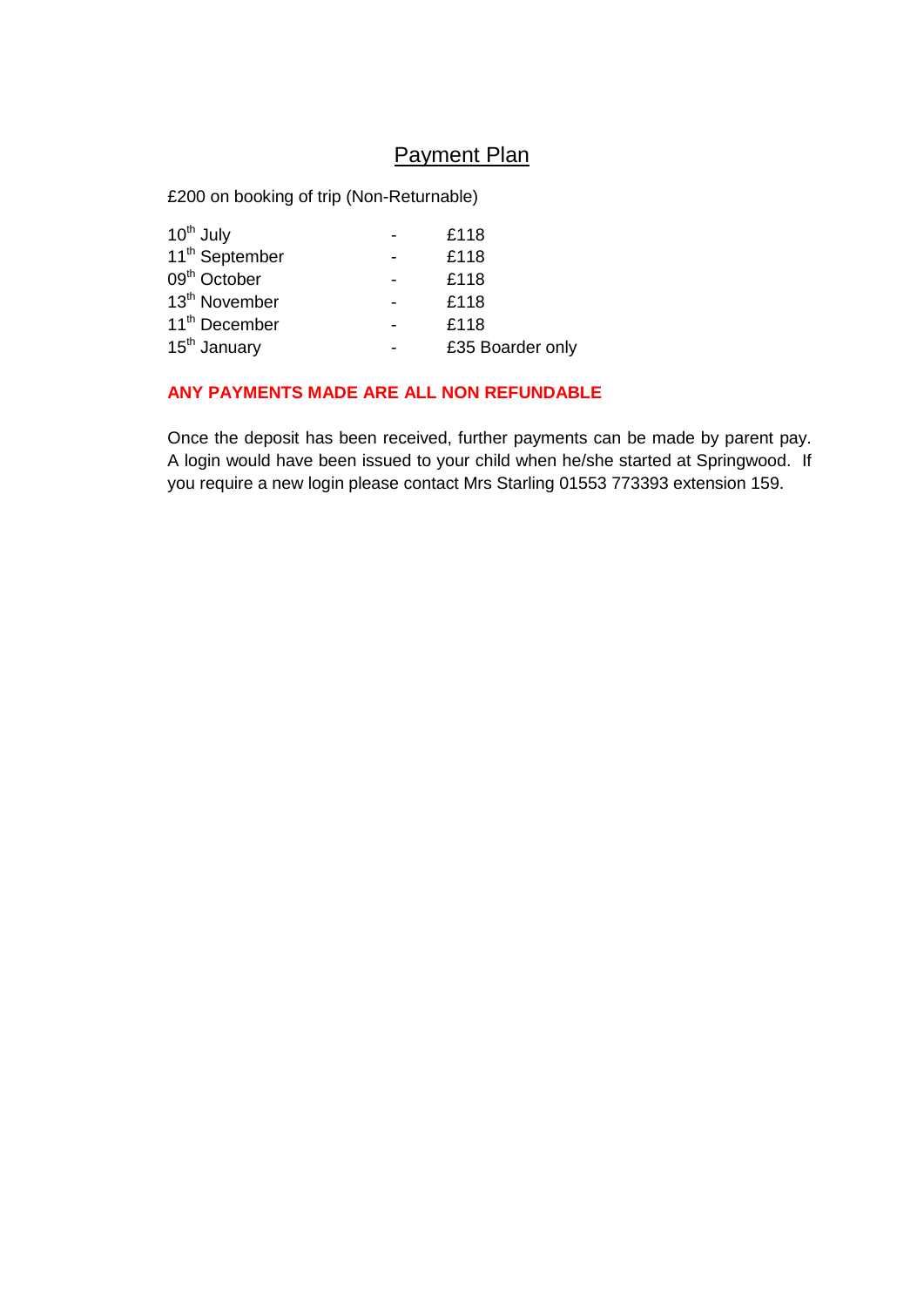## Payment Plan

£200 on booking of trip (Non-Returnable)

| | | |
|---|---|---|
| 10th July | - | £118 |
| 11th September | - | £118 |
| 09th October | - | £118 |
| 13th November | - | £118 |
| 11th December | - | £118 |
| 15th January | - | £35 Boarder only |

**ANY PAYMENTS MADE ARE ALL NON REFUNDABLE**

Once the deposit has been received, further payments can be made by parent pay. A login would have been issued to your child when he/she started at Springwood. If you require a new login please contact Mrs Starling 01553 773393 extension 159.